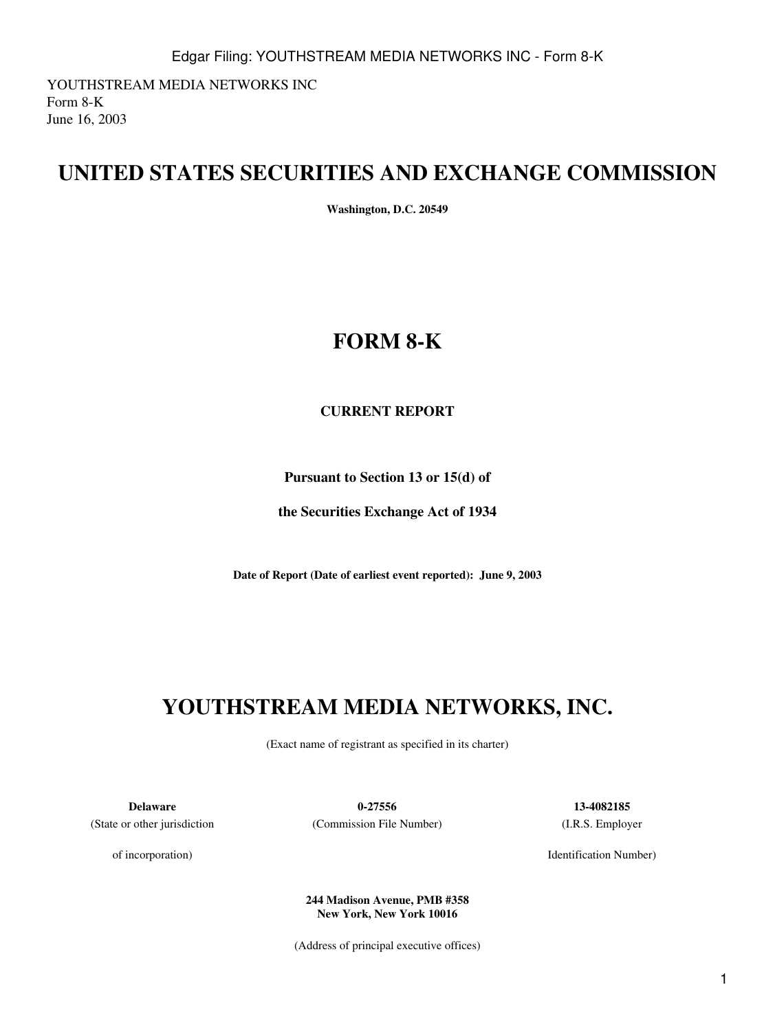YOUTHSTREAM MEDIA NETWORKS INC
Form 8-K
June 16, 2003

# UNITED STATES SECURITIES AND EXCHANGE COMMISSION

**Washington, D.C. 20549**

# FORM 8-K

**CURRENT REPORT**

**Pursuant to Section 13 or 15(d) of**

**the Securities Exchange Act of 1934**

**Date of Report (Date of earliest event reported): June 9, 2003**

# YOUTHSTREAM MEDIA NETWORKS, INC.

(Exact name of registrant as specified in its charter)

| **Delaware** | **0-27556** | **13-4082185** |
|---|---|---|
| (State or other jurisdiction of incorporation) | (Commission File Number) | (I.R.S. Employer Identification Number) |

**244 Madison Avenue, PMB #358**
**New York, New York 10016**

(Address of principal executive offices)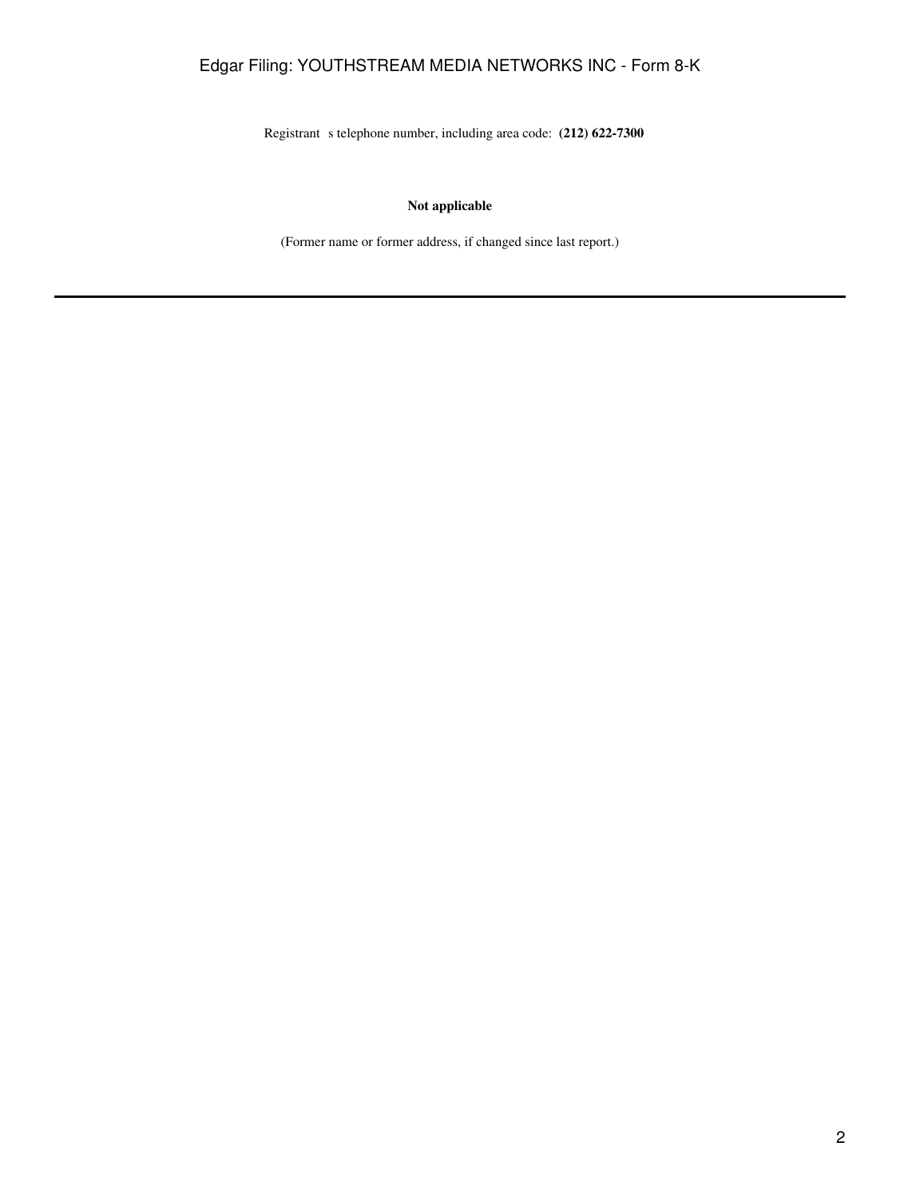Registrant s telephone number, including area code: **(212) 622-7300**

**Not applicable**

(Former name or former address, if changed since last report.)

---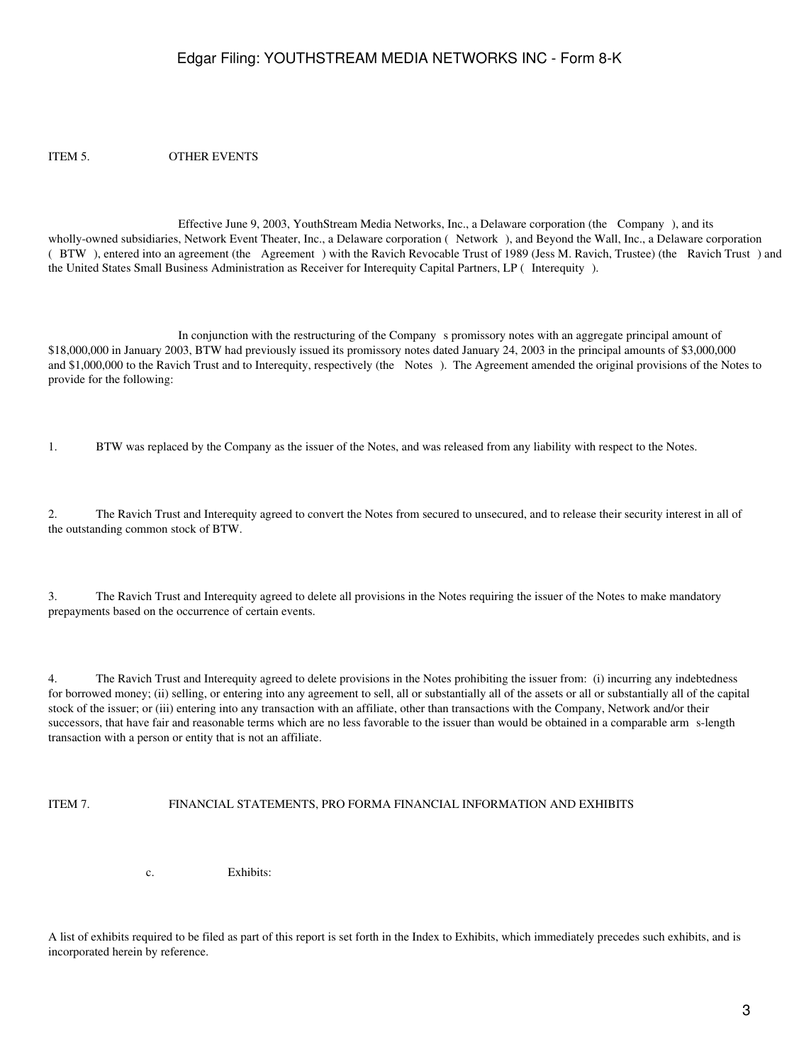ITEM 5. OTHER EVENTS

Effective June 9, 2003, YouthStream Media Networks, Inc., a Delaware corporation (the Company ), and its wholly-owned subsidiaries, Network Event Theater, Inc., a Delaware corporation ( Network ), and Beyond the Wall, Inc., a Delaware corporation ( BTW ), entered into an agreement (the Agreement ) with the Ravich Revocable Trust of 1989 (Jess M. Ravich, Trustee) (the Ravich Trust ) and the United States Small Business Administration as Receiver for Interequity Capital Partners, LP ( Interequity ).

In conjunction with the restructuring of the Company s promissory notes with an aggregate principal amount of $18,000,000 in January 2003, BTW had previously issued its promissory notes dated January 24, 2003 in the principal amounts of $3,000,000 and $1,000,000 to the Ravich Trust and to Interequity, respectively (the Notes ). The Agreement amended the original provisions of the Notes to provide for the following:

1. BTW was replaced by the Company as the issuer of the Notes, and was released from any liability with respect to the Notes.

2. The Ravich Trust and Interequity agreed to convert the Notes from secured to unsecured, and to release their security interest in all of the outstanding common stock of BTW.

3. The Ravich Trust and Interequity agreed to delete all provisions in the Notes requiring the issuer of the Notes to make mandatory prepayments based on the occurrence of certain events.

4. The Ravich Trust and Interequity agreed to delete provisions in the Notes prohibiting the issuer from: (i) incurring any indebtedness for borrowed money; (ii) selling, or entering into any agreement to sell, all or substantially all of the assets or all or substantially all of the capital stock of the issuer; or (iii) entering into any transaction with an affiliate, other than transactions with the Company, Network and/or their successors, that have fair and reasonable terms which are no less favorable to the issuer than would be obtained in a comparable arm s-length transaction with a person or entity that is not an affiliate.

ITEM 7. FINANCIAL STATEMENTS, PRO FORMA FINANCIAL INFORMATION AND EXHIBITS

c. Exhibits:

A list of exhibits required to be filed as part of this report is set forth in the Index to Exhibits, which immediately precedes such exhibits, and is incorporated herein by reference.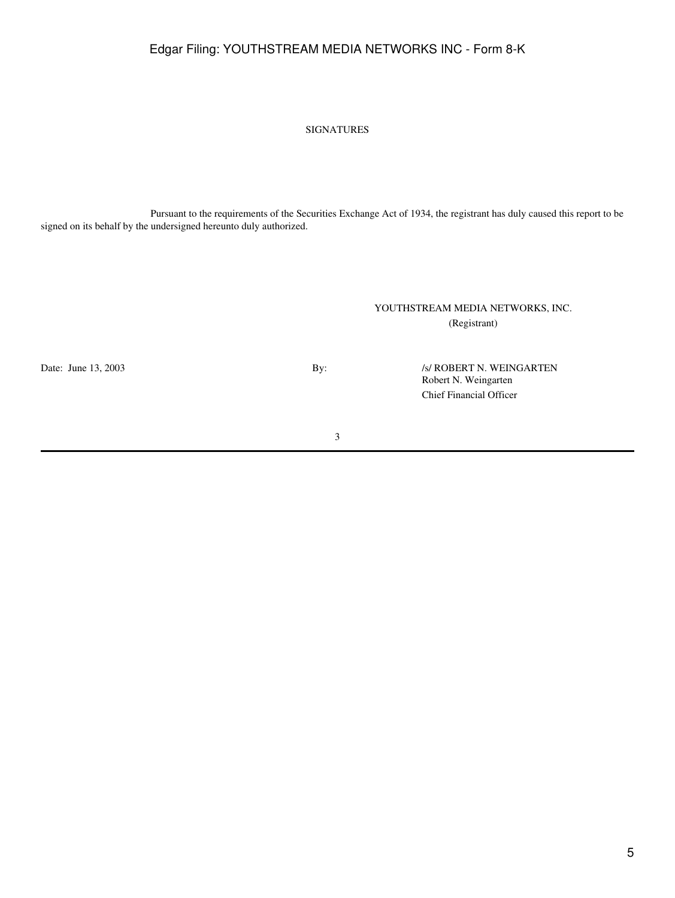SIGNATURES

Pursuant to the requirements of the Securities Exchange Act of 1934, the registrant has duly caused this report to be signed on its behalf by the undersigned hereunto duly authorized.

YOUTHSTREAM MEDIA NETWORKS, INC.
(Registrant)

| | | |
|---|---|---|
| Date: June 13, 2003 | By: | /s/ ROBERT N. WEINGARTEN<br>Robert N. Weingarten<br>Chief Financial Officer |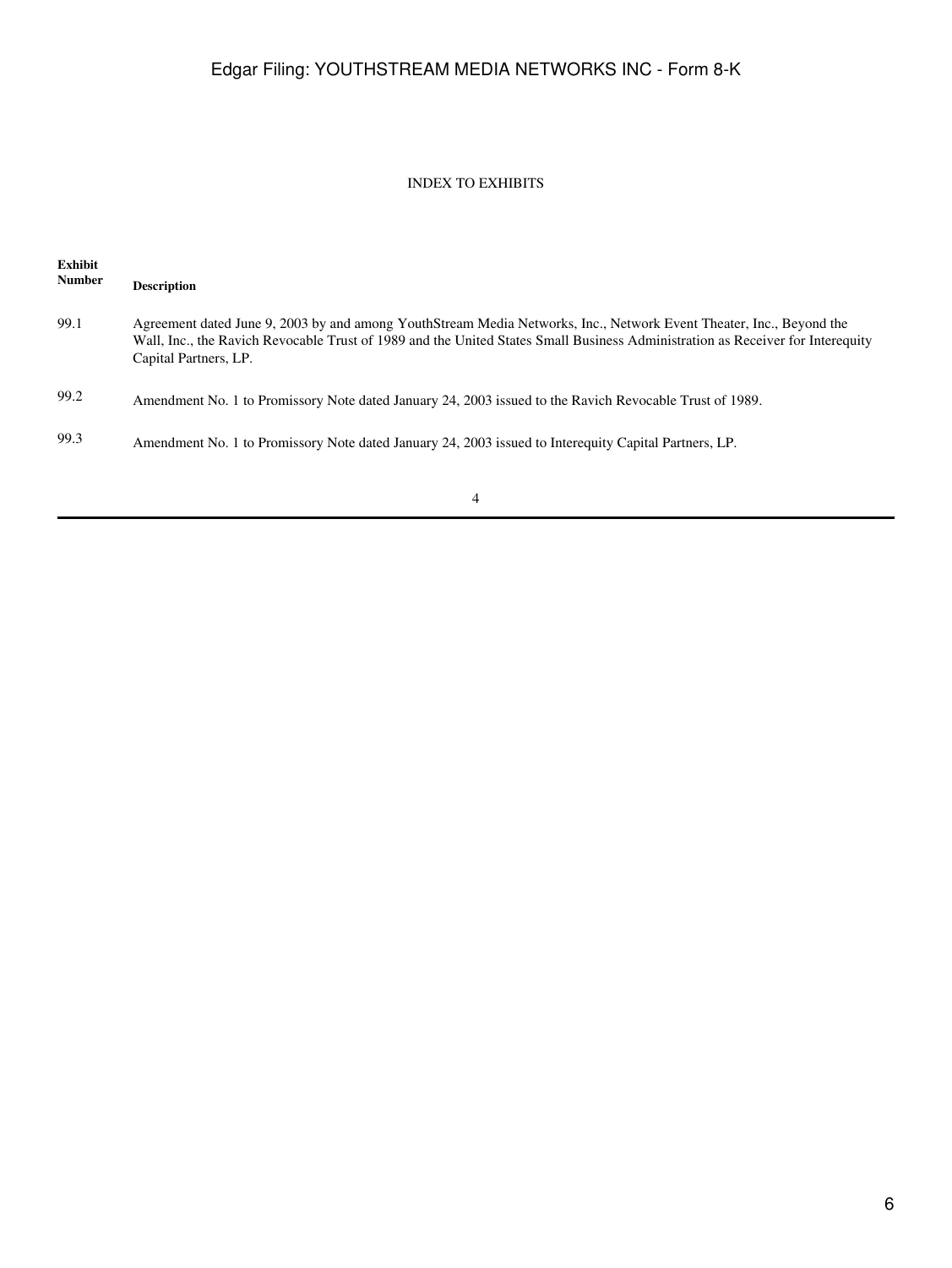INDEX TO EXHIBITS

| Exhibit Number | Description |
| --- | --- |
| 99.1 | Agreement dated June 9, 2003 by and among YouthStream Media Networks, Inc., Network Event Theater, Inc., Beyond the Wall, Inc., the Ravich Revocable Trust of 1989 and the United States Small Business Administration as Receiver for Interequity Capital Partners, LP. |
| 99.2 | Amendment No. 1 to Promissory Note dated January 24, 2003 issued to the Ravich Revocable Trust of 1989. |
| 99.3 | Amendment No. 1 to Promissory Note dated January 24, 2003 issued to Interequity Capital Partners, LP. |